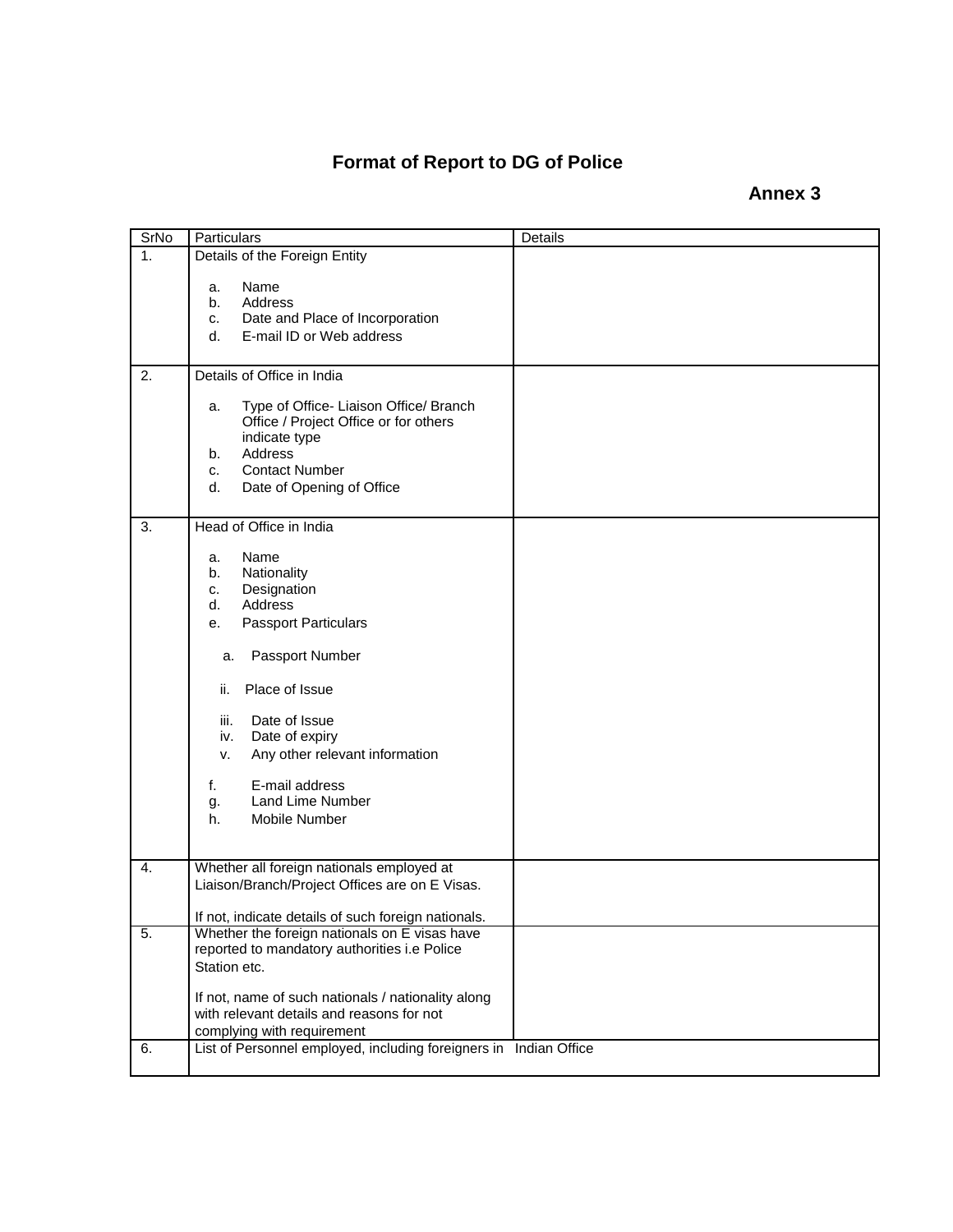# Format of Report to DG of Police

**Annex 3**

| SrNo | Particulars | Details |
|---|---|---|
| 1. | Details of the Foreign Entity<br><br>a. Name<br>b. Address<br>c. Date and Place of Incorporation<br>d. E-mail ID or Web address | |
| 2. | Details of Office in India<br><br>a. Type of Office- Liaison Office/ Branch Office / Project Office or for others indicate type<br>b. Address<br>c. Contact Number<br>d. Date of Opening of Office | |
| 3. | Head of Office in India<br><br>a. Name<br>b. Nationality<br>c. Designation<br>d. Address<br>e. Passport Particulars<br><br>a. Passport Number<br><br>ii. Place of Issue<br><br>iii. Date of Issue<br>iv. Date of expiry<br>v. Any other relevant information<br><br>f. E-mail address<br>g. Land Lime Number<br>h. Mobile Number | |
| 4. | Whether all foreign nationals employed at Liaison/Branch/Project Offices are on E Visas.<br><br>If not, indicate details of such foreign nationals. | |
| 5. | Whether the foreign nationals on E visas have reported to mandatory authorities i.e Police Station etc.<br><br>If not, name of such nationals / nationality along with relevant details and reasons for not complying with requirement | |
| 6. | List of Personnel employed, including foreigners in Indian Office | |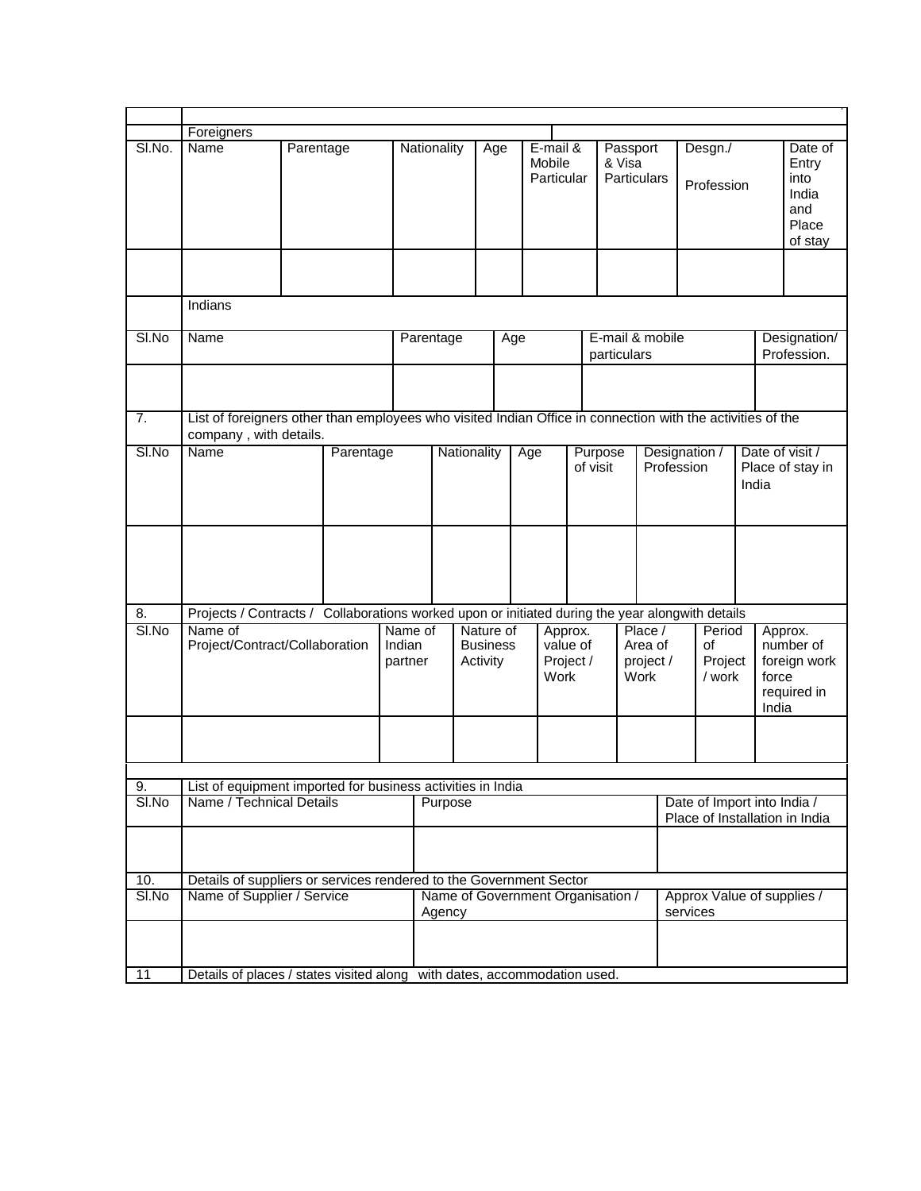Foreigners

| Sl.No. | Name | Parentage | Nationality | Age | E-mail & Mobile Particular | Passport & Visa Particulars | Desgn./ Profession | Date of Entry into India and Place of stay |
|---|---|---|---|---|---|---|---|---|
| | | | | | | | | |

Indians

| Sl.No | Name | Parentage | Age | E-mail & mobile particulars | Designation/ Profession. |
|---|---|---|---|---|---|
| | | | | | |

7. List of foreigners other than employees who visited Indian Office in connection with the activities of the company , with details.

| Sl.No | Name | Parentage | Nationality | Age | Purpose of visit | Designation / Profession | Date of visit / Place of stay in India |
|---|---|---|---|---|---|---|---|
| | | | | | | | |

8. Projects / Contracts / Collaborations worked upon or initiated during the year alongwith details

| Sl.No | Name of Project/Contract/Collaboration | Name of Indian partner | Nature of Business Activity | Approx. value of Project / Work | Place / Area of project / Work | Period of Project / work | Approx. number of foreign work force required in India |
|---|---|---|---|---|---|---|---|
| | | | | | | | |

9. List of equipment imported for business activities in India

| Sl.No | Name / Technical Details | Purpose | Date of Import into India / Place of Installation in India |
|---|---|---|---|
| | | | |

10. Details of suppliers or services rendered to the Government Sector

| Sl.No | Name of Supplier / Service | Name of Government Organisation / Agency | Approx Value of supplies / services |
|---|---|---|---|
| | | | |

11 Details of places / states visited along with dates, accommodation used.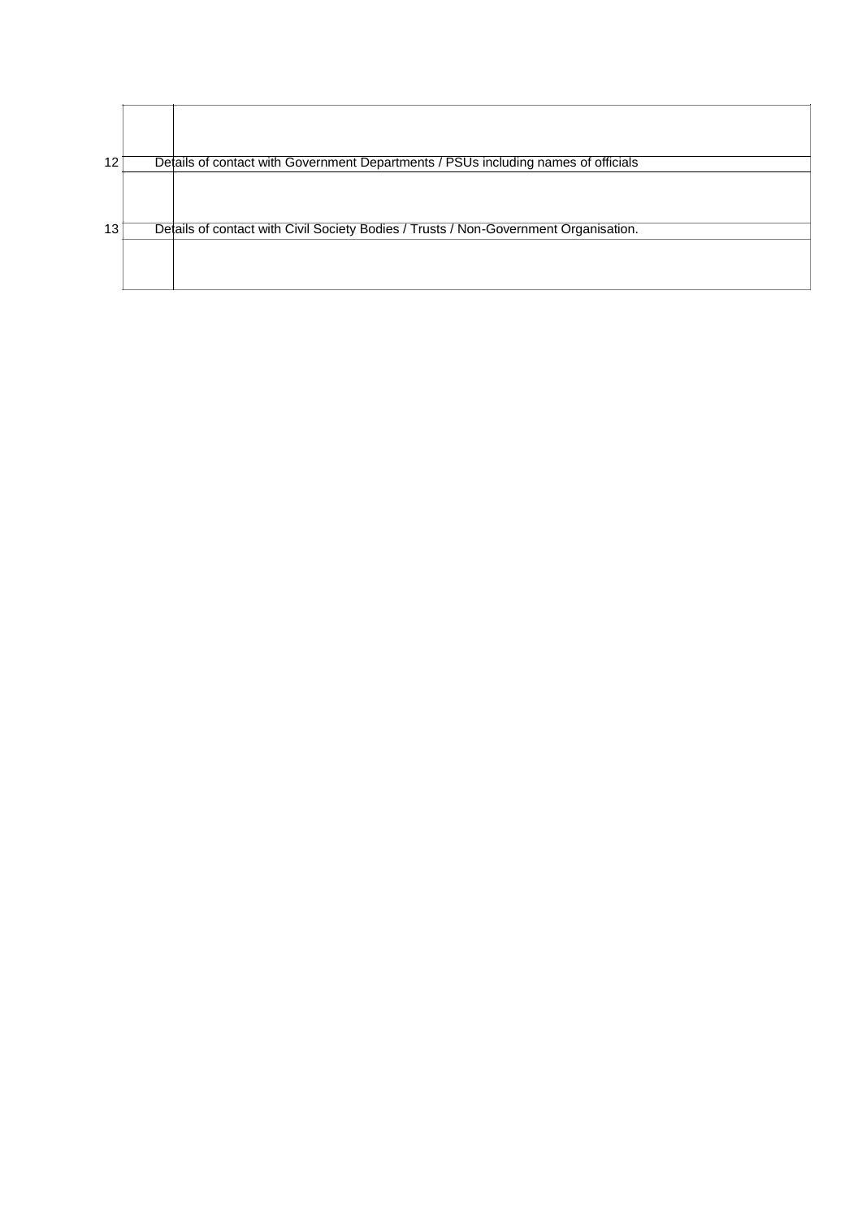| | |
|---|---|
| | |
| 12 | Details of contact with Government Departments / PSUs including names of officials |
| | |
| 13 | Details of contact with Civil Society Bodies / Trusts / Non-Government Organisation. |
| | |